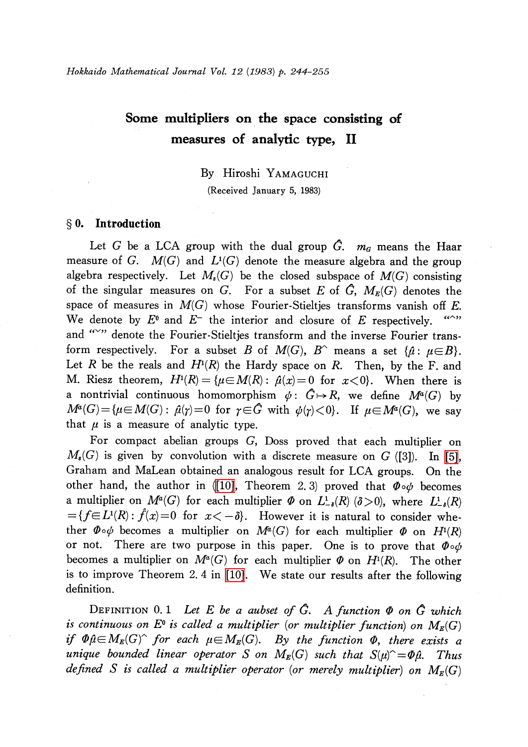# Some multipliers on the space consisting of measures of analytic type, II

By Hiroshi YAMAGUCHI

(Received January 5, 1983)

## § 0. Introduction

Let $G$ be a LCA group with the dual group $\hat{G}$. $m_G$ means the Haar measure of $G$. $M(G)$ and $L^1(G)$ denote the measure algebra and the group algebra respectively. Let $M_s(G)$ be the closed subspace of $M(G)$ consisting of the singular measures on $G$. For a subset $E$ of $\hat{G}$, $M_E(G)$ denotes the space of measures in $M(G)$ whose Fourier-Stieltjes transforms vanish off $E$. We denote by $E^0$ and $E^-$ the interior and closure of $E$ respectively. "$\wedge$" and "$\vee$" denote the Fourier-Stieltjes transform and the inverse Fourier transform respectively. For a subset $B$ of $M(G)$, $B^\wedge$ means a set $\{\hat{\mu}: \mu \in B\}$. Let $R$ be the reals and $H^1(R)$ the Hardy space on $R$. Then, by the F. and M. Riesz theorem, $H^1(R)=\{\mu \in M(R): \hat{\mu}(x)=0 \text{ for } x<0\}$. When there is a nontrivial continuous homomorphism $\psi: \hat{G} \mapsto R$, we define $M^a(G)$ by $M^a(G)=\{\mu \in M(G): \hat{\mu}(\gamma)=0 \text{ for } \gamma \in \hat{G} \text{ with } \psi(\gamma)<0\}$. If $\mu \in M^a(G)$, we say that $\mu$ is a measure of analytic type.

For compact abelian groups $G$, Doss proved that each multiplier on $M_s(G)$ is given by convolution with a discrete measure on $G$ ([3]). In [5], Graham and MaLean obtained an analogous result for LCA groups. On the other hand, the author in ([10], Theorem 2.3) proved that $\Phi \circ \psi$ becomes a multiplier on $M^a(G)$ for each multiplier $\Phi$ on $L^1_{-\delta}(R)$ $(\delta>0)$, where $L^1_{-\delta}(R) =\{f \in L^1(R): \hat{f}(x)=0 \text{ for } x<-\delta\}$. However it is natural to consider whether $\Phi \circ \psi$ becomes a multiplier on $M^a(G)$ for each multiplier $\Phi$ on $H^1(R)$ or not. There are two purpose in this paper. One is to prove that $\Phi \circ \psi$ becomes a multiplier on $M^a(G)$ for each multiplier $\Phi$ on $H^1(R)$. The other is to improve Theorem 2.4 in [10]. We state our results after the following definition.

DEFINITION 0.1 *Let $E$ be a aubset of $\hat{G}$. A function $\Phi$ on $\hat{G}$ which is continuous on $E^0$ is called a multiplier (or multiplier function) on $M_E(G)$ if $\Phi\hat{\mu} \in M_E(G)^\wedge$ for each $\mu \in M_E(G)$. By the function $\Phi$, there exists a unique bounded linear operator $S$ on $M_E(G)$ such that $S(\mu)^\wedge=\Phi\hat{\mu}$. Thus defined $S$ is called a multiplier operator (or merely multiplier) on $M_E(G)$*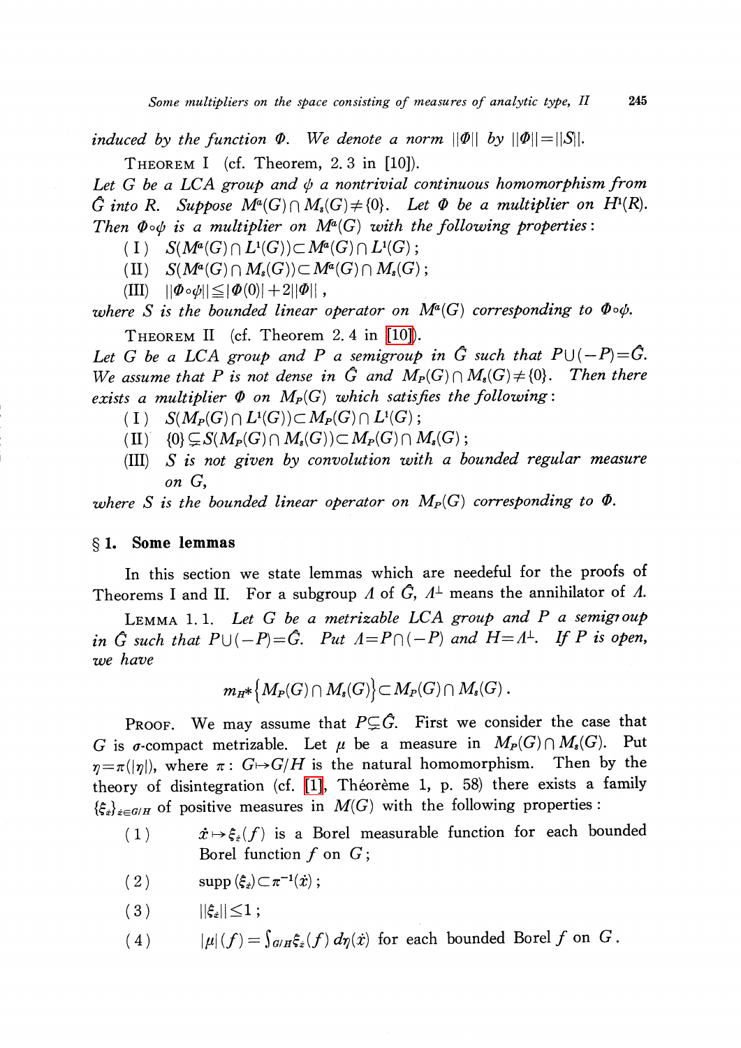*induced by the function $\Phi$. We denote a norm $\|\Phi\|$ by $\|\Phi\|=\|S\|$.*

THEOREM I (cf. Theorem, 2. 3 in [10]).

*Let $G$ be a LCA group and $\psi$ a nontrivial continuous homomorphism from $\hat{G}$ into $R$. Suppose $M^a(G)\cap M_s(G)\neq\{0\}$. Let $\Phi$ be a multiplier on $H^1(R)$. Then $\Phi\circ\psi$ is a multiplier on $M^a(G)$ with the following properties:*

(I) $S(M^a(G)\cap L^1(G))\subset M^a(G)\cap L^1(G)$;

(II) $S(M^a(G)\cap M_s(G))\subset M^a(G)\cap M_s(G)$;

(III) $\|\Phi\circ\psi\|\leqq|\Phi(0)|+2\|\Phi\|$,

*where $S$ is the bounded linear operator on $M^a(G)$ corresponding to $\Phi\circ\psi$.*

THEOREM II (cf. Theorem 2. 4 in [10]).

*Let $G$ be a LCA group and $P$ a semigroup in $\hat{G}$ such that $P\cup(-P)=\hat{G}$. We assume that $P$ is not dense in $\hat{G}$ and $M_P(G)\cap M_s(G)\neq\{0\}$. Then there exists a multiplier $\Phi$ on $M_P(G)$ which satisfies the following:*

(I) $S(M_P(G)\cap L^1(G))\subset M_P(G)\cap L^1(G)$;

(II) $\{0\}\subsetneqq S(M_P(G)\cap M_s(G))\subset M_P(G)\cap M_s(G)$;

(III) *$S$ is not given by convolution with a bounded regular measure on $G$,*

*where $S$ is the bounded linear operator on $M_P(G)$ corresponding to $\Phi$.*

## § 1. Some lemmas

In this section we state lemmas which are needeful for the proofs of Theorems I and II. For a subgroup $\Lambda$ of $\hat{G}$, $\Lambda^{\perp}$ means the annihilator of $\Lambda$.

LEMMA 1. 1. *Let $G$ be a metrizable LCA group and $P$ a semigroup in $\hat{G}$ such that $P\cup(-P)=\hat{G}$. Put $\Lambda=P\cap(-P)$ and $H=\Lambda^{\perp}$. If $P$ is open, we have*

$$m_H*\{M_P(G)\cap M_s(G)\}\subset M_P(G)\cap M_s(G).$$

PROOF. We may assume that $P\subsetneqq\hat{G}$. First we consider the case that $G$ is $\sigma$-compact metrizable. Let $\mu$ be a measure in $M_P(G)\cap M_s(G)$. Put $\eta=\pi(|\eta|)$, where $\pi\colon G\mapsto G/H$ is the natural homomorphism. Then by the theory of disintegration (cf. [1], Théorème 1, p. 58) there exists a family $\{\xi_{\dot{x}}\}_{\dot{x}\in G/H}$ of positive measures in $M(G)$ with the following properties:

(1) $\dot{x}\mapsto\xi_{\dot{x}}(f)$ is a Borel measurable function for each bounded Borel function $f$ on $G$;

(2) $\operatorname{supp}(\xi_{\dot{x}})\subset\pi^{-1}(\dot{x})$;

(3) $\|\xi_{\dot{x}}\|\leq 1$;

(4) $|\mu|(f)=\int_{G/H}\xi_{\dot{x}}(f)\,d\eta(\dot{x})$ for each bounded Borel $f$ on $G$.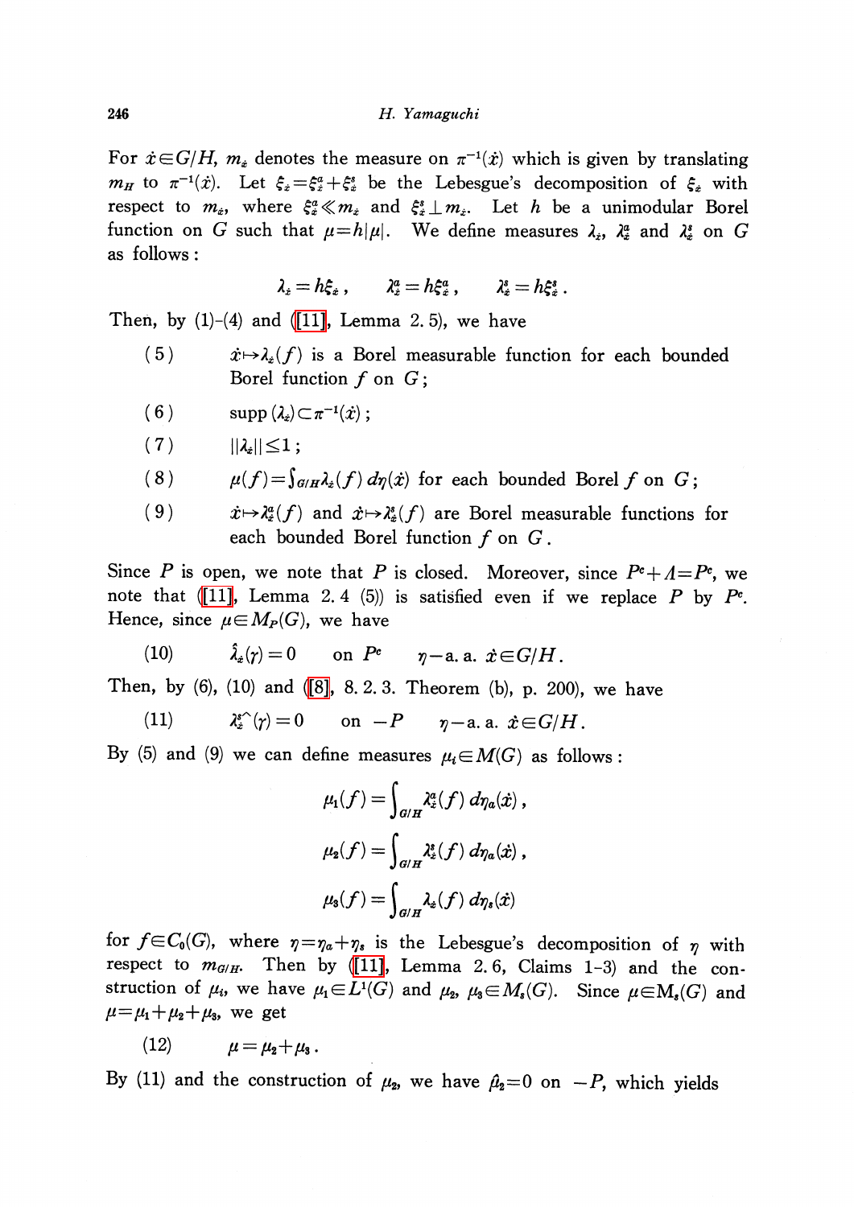For $\dot{x} \in G/H$, $m_{\dot{x}}$ denotes the measure on $\pi^{-1}(\dot{x})$ which is given by translating $m_H$ to $\pi^{-1}(\dot{x})$. Let $\xi_{\dot{x}} = \xi_{\dot{x}}^a + \xi_{\dot{x}}^s$ be the Lebesgue's decomposition of $\xi_{\dot{x}}$ with respect to $m_{\dot{x}}$, where $\xi_{\dot{x}}^a \ll m_{\dot{x}}$ and $\xi_{\dot{x}}^s \perp m_{\dot{x}}$. Let $h$ be a unimodular Borel function on $G$ such that $\mu = h|\mu|$. We define measures $\lambda_{\dot{x}}$, $\lambda_{\dot{x}}^a$ and $\lambda_{\dot{x}}^s$ on $G$ as follows:

$$\lambda_{\dot{x}} = h\xi_{\dot{x}}, \qquad \lambda_{\dot{x}}^a = h\xi_{\dot{x}}^a, \qquad \lambda_{\dot{x}}^s = h\xi_{\dot{x}}^s.$$

Then, by (1)-(4) and ([11], Lemma 2.5), we have

(5) $\dot{x} \mapsto \lambda_{\dot{x}}(f)$ is a Borel measurable function for each bounded Borel function $f$ on $G$;

(6) $\operatorname{supp}(\lambda_{\dot{x}}) \subset \pi^{-1}(\dot{x})$;

(7) $\|\lambda_{\dot{x}}\| \leq 1$;

(8) $\mu(f) = \int_{G/H} \lambda_{\dot{x}}(f)\, d\eta(\dot{x})$ for each bounded Borel $f$ on $G$;

(9) $\dot{x} \mapsto \lambda_{\dot{x}}^a(f)$ and $\dot{x} \mapsto \lambda_{\dot{x}}^s(f)$ are Borel measurable functions for each bounded Borel function $f$ on $G$.

Since $P$ is open, we note that $P$ is closed. Moreover, since $P^c + \Lambda = P^c$, we note that ([11], Lemma 2.4 (5)) is satisfied even if we replace $P$ by $P^c$. Hence, since $\mu \in M_P(G)$, we have

(10) $\qquad \hat{\lambda}_{\dot{x}}(\gamma) = 0 \quad$ on $P^c \qquad \eta$-a.a. $\dot{x} \in G/H$.

Then, by (6), (10) and ([8], 8.2.3. Theorem (b), p. 200), we have

(11) $\qquad \lambda_{\dot{x}}^{s\wedge}(\gamma) = 0 \quad$ on $-P \qquad \eta$-a.a. $\dot{x} \in G/H$.

By (5) and (9) we can define measures $\mu_i \in M(G)$ as follows:

$$\mu_1(f) = \int_{G/H} \lambda_{\dot{x}}^a(f)\, d\eta_a(\dot{x}),$$

$$\mu_2(f) = \int_{G/H} \lambda_{\dot{x}}^s(f)\, d\eta_a(\dot{x}),$$

$$\mu_3(f) = \int_{G/H} \lambda_{\dot{x}}(f)\, d\eta_s(\dot{x})$$

for $f \in C_0(G)$, where $\eta = \eta_a + \eta_s$ is the Lebesgue's decomposition of $\eta$ with respect to $m_{G/H}$. Then by ([11], Lemma 2.6, Claims 1-3) and the construction of $\mu_i$, we have $\mu_1 \in L^1(G)$ and $\mu_2, \mu_3 \in M_s(G)$. Since $\mu \in M_s(G)$ and $\mu = \mu_1 + \mu_2 + \mu_3$, we get

(12) $\qquad \mu = \mu_2 + \mu_3.$

By (11) and the construction of $\mu_2$, we have $\hat{\mu}_2 = 0$ on $-P$, which yields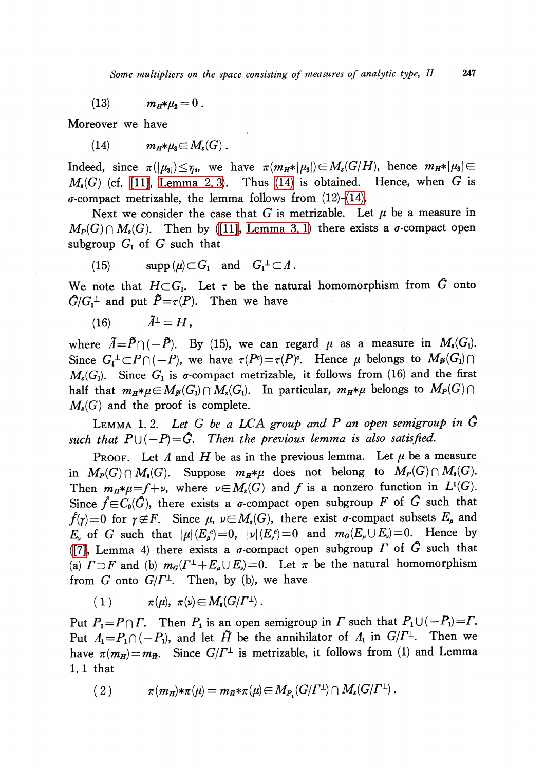$$(13) \qquad m_H * \mu_2 = 0 .$$

Moreover we have

$$(14) \qquad m_H * \mu_3 \in M_s(G) .$$

Indeed, since $\pi(|\mu_3|) \leq \eta_s$, we have $\pi(m_H * |\mu_3|) \in M_s(G/H)$, hence $m_H * |\mu_3| \in M_s(G)$ (cf. [11], Lemma 2.3). Thus (14) is obtained. Hence, when $G$ is $\sigma$-compact metrizable, the lemma follows from (12)-(14).

Next we consider the case that $G$ is metrizable. Let $\mu$ be a measure in $M_P(G) \cap M_s(G)$. Then by ([11], Lemma 3.1) there exists a $\sigma$-compact open subgroup $G_1$ of $G$ such that

$$(15) \qquad \operatorname{supp}(\mu) \subset G_1 \quad \text{and} \quad G_1^{\perp} \subset \Lambda .$$

We note that $H \subset G_1$. Let $\tau$ be the natural homomorphism from $\hat{G}$ onto $\hat{G}/G_1^{\perp}$ and put $\tilde{P} = \tau(P)$. Then we have

$$(16) \qquad \tilde{\Lambda}^{\perp} = H ,$$

where $\tilde{\Lambda} = \tilde{P} \cap (-\tilde{P})$. By (15), we can regard $\mu$ as a measure in $M_s(G_1)$. Since $G_1^{\perp} \subset P \cap (-P)$, we have $\tau(P^c) = \tau(P)^c$. Hence $\mu$ belongs to $M_{\tilde{P}}(G_1) \cap M_s(G_1)$. Since $G_1$ is $\sigma$-compact metrizable, it follows from (16) and the first half that $m_H * \mu \in M_{\tilde{P}}(G_1) \cap M_s(G_1)$. In particular, $m_H * \mu$ belongs to $M_P(G) \cap M_s(G)$ and the proof is complete.

LEMMA 1.2. *Let $G$ be a LCA group and $P$ an open semigroup in $\hat{G}$ such that $P \cup (-P) = \hat{G}$. Then the previous lemma is also satisfied.*

PROOF. Let $\Lambda$ and $H$ be as in the previous lemma. Let $\mu$ be a measure in $M_P(G) \cap M_s(G)$. Suppose $m_H * \mu$ does not belong to $M_P(G) \cap M_s(G)$. Then $m_H * \mu = f + \nu$, where $\nu \in M_s(G)$ and $f$ is a nonzero function in $L^1(G)$. Since $\hat{f} \in C_0(\hat{G})$, there exists a $\sigma$-compact open subgroup $F$ of $\hat{G}$ such that $\hat{f}(\gamma) = 0$ for $\gamma \notin F$. Since $\mu$, $\nu \in M_s(G)$, there exist $\sigma$-compact subsets $E_\mu$ and $E_\nu$ of $G$ such that $|\mu|(E_\mu^c) = 0$, $|\nu|(E_\nu^c) = 0$ and $m_G(E_\mu \cup E_\nu) = 0$. Hence by ([7], Lemma 4) there exists a $\sigma$-compact open subgroup $\Gamma$ of $\hat{G}$ such that (a) $\Gamma \supset F$ and (b) $m_G(\Gamma^{\perp} + E_\mu \cup E_\nu) = 0$. Let $\pi$ be the natural homomorphism from $G$ onto $G/\Gamma^{\perp}$. Then, by (b), we have

$$(1) \qquad \pi(\mu),\ \pi(\nu) \in M_s(G/\Gamma^{\perp}) .$$

Put $P_1 = P \cap \Gamma$. Then $P_1$ is an open semigroup in $\Gamma$ such that $P_1 \cup (-P_1) = \Gamma$. Put $\Lambda_1 = P_1 \cap (-P_1)$, and let $\tilde{H}$ be the annihilator of $\Lambda_1$ in $G/\Gamma^{\perp}$. Then we have $\pi(m_H) = m_{\tilde{H}}$. Since $G/\Gamma^{\perp}$ is metrizable, it follows from (1) and Lemma 1.1 that

$$(2) \qquad \pi(m_H) * \pi(\mu) = m_{\tilde{H}} * \pi(\mu) \in M_{P_1}(G/\Gamma^{\perp}) \cap M_s(G/\Gamma^{\perp}) .$$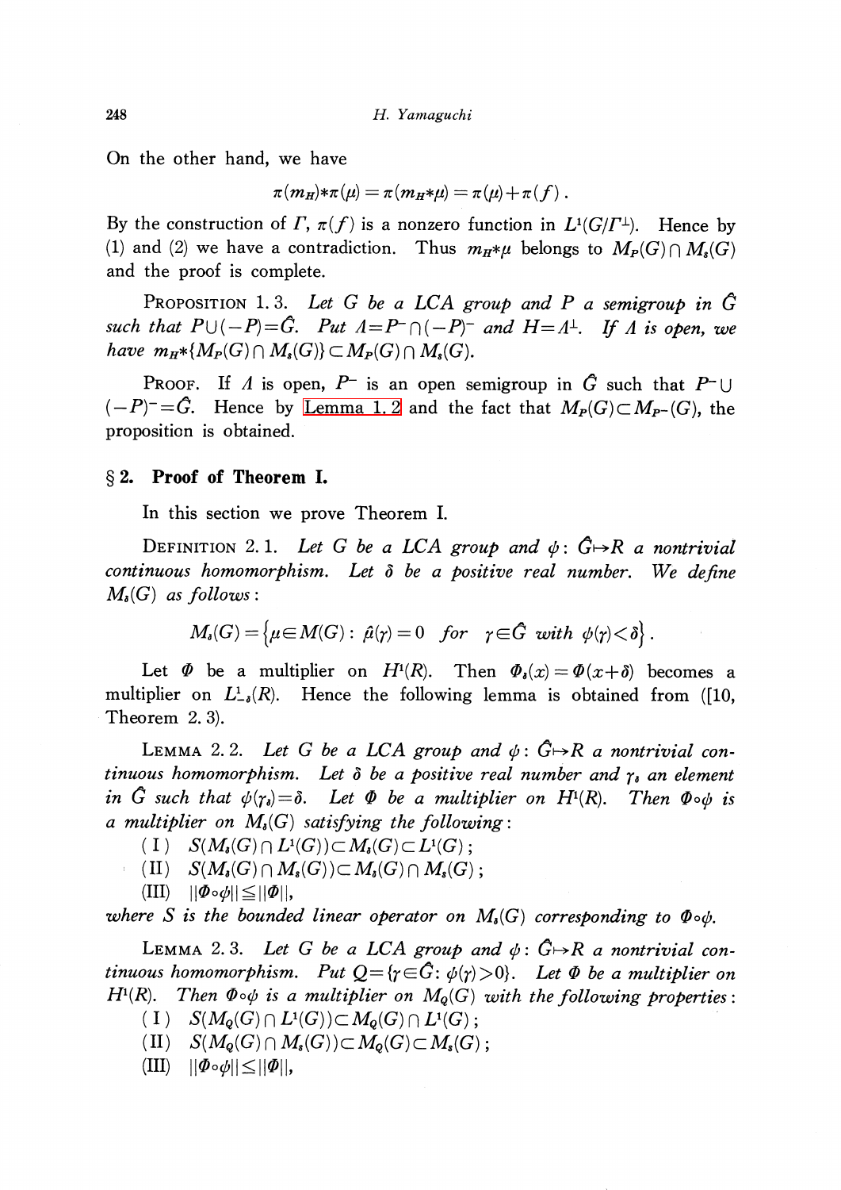On the other hand, we have

$$\pi(m_H)*\pi(\mu) = \pi(m_H*\mu) = \pi(\mu)+\pi(f)\,.$$

By the construction of $\Gamma$, $\pi(f)$ is a nonzero function in $L^1(G/\Gamma^\perp)$. Hence by (1) and (2) we have a contradiction. Thus $m_H*\mu$ belongs to $M_P(G)\cap M_s(G)$ and the proof is complete.

PROPOSITION 1.3. *Let $G$ be a LCA group and $P$ a semigroup in $\hat{G}$ such that $P\cup(-P)=\hat{G}$. Put $\Lambda=P^-\cap(-P)^-$ and $H=\Lambda^\perp$. If $\Lambda$ is open, we have $m_H*\{M_P(G)\cap M_s(G)\}\subset M_P(G)\cap M_s(G)$.*

PROOF. If $\Lambda$ is open, $P^-$ is an open semigroup in $\hat{G}$ such that $P^-\cup(-P)^-=\hat{G}$. Hence by Lemma 1.2 and the fact that $M_P(G)\subset M_{P^-}(G)$, the proposition is obtained.

## § 2. Proof of Theorem I.

In this section we prove Theorem I.

DEFINITION 2.1. *Let $G$ be a LCA group and $\psi$: $\hat{G}\mapsto R$ a nontrivial continuous homomorphism. Let $\delta$ be a positive real number. We define $M_\delta(G)$ as follows:*

$$M_\delta(G)=\left\{\mu\in M(G):\ \hat{\mu}(\gamma)=0\quad for\quad \gamma\in\hat{G}\ with\ \psi(\gamma)<\delta\right\}.$$

Let $\Phi$ be a multiplier on $H^1(R)$. Then $\Phi_\delta(x)=\Phi(x+\delta)$ becomes a multiplier on $L^1_{-\delta}(R)$. Hence the following lemma is obtained from ([10, Theorem 2.3).

LEMMA 2.2. *Let $G$ be a LCA group and $\psi$: $\hat{G}\mapsto R$ a nontrivial continuous homomorphism. Let $\delta$ be a positive real number and $\gamma_\delta$ an element in $\hat{G}$ such that $\psi(\gamma_\delta)=\delta$. Let $\Phi$ be a multiplier on $H^1(R)$. Then $\Phi\circ\psi$ is a multiplier on $M_\delta(G)$ satisfying the following*:

(I) $S(M_\delta(G)\cap L^1(G))\subset M_\delta(G)\subset L^1(G)$;

(II) $S(M_\delta(G)\cap M_s(G))\subset M_\delta(G)\cap M_s(G)$;

(III) $\|\Phi\circ\psi\|\leqq\|\Phi\|$,

*where $S$ is the bounded linear operator on $M_\delta(G)$ corresponding to $\Phi\circ\psi$.*

LEMMA 2.3. *Let $G$ be a LCA group and $\psi$: $\hat{G}\mapsto R$ a nontrivial continuous homomorphism. Put $Q=\{\gamma\in\hat{G}:\ \psi(\gamma)>0\}$. Let $\Phi$ be a multiplier on $H^1(R)$. Then $\Phi\circ\psi$ is a multiplier on $M_Q(G)$ with the following properties*:

(I) $S(M_Q(G)\cap L^1(G))\subset M_Q(G)\cap L^1(G)$;

(II) $S(M_Q(G)\cap M_s(G))\subset M_Q(G)\subset M_s(G)$;

(III) $\|\Phi\circ\psi\|\leq\|\Phi\|$,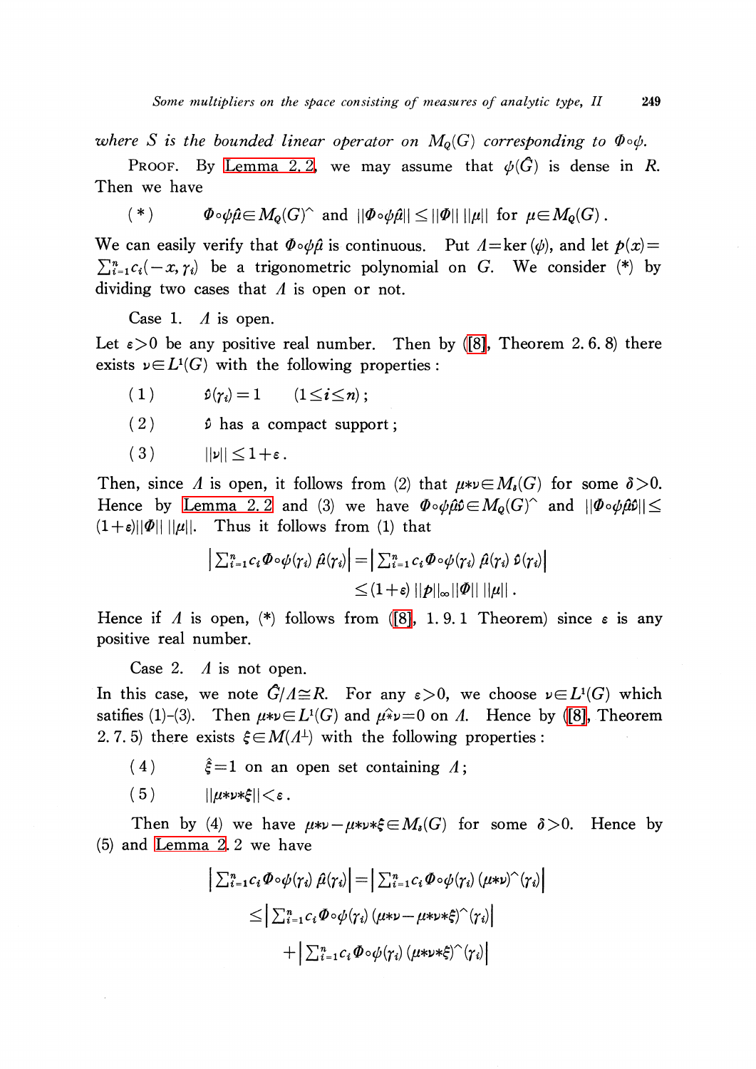*where $S$ is the bounded linear operator on $M_Q(G)$ corresponding to $\Phi\circ\phi$.*

PROOF. By Lemma 2.2, we may assume that $\phi(\hat{G})$ is dense in $R$. Then we have

$$(*) \qquad \Phi\circ\phi\hat{\mu}\in M_Q(G)^\wedge \text{ and } ||\Phi\circ\phi\hat{\mu}||\leq||\Phi||\,||\mu|| \text{ for } \mu\in M_Q(G)\,.$$

We can easily verify that $\Phi\circ\phi\hat{\mu}$ is continuous. Put $\Lambda=\ker(\phi)$, and let $p(x)=\sum_{i=1}^n c_i(-x,\gamma_i)$ be a trigonometric polynomial on $G$. We consider (*) by dividing two cases that $\Lambda$ is open or not.

Case 1. $\Lambda$ is open.

Let $\varepsilon>0$ be any positive real number. Then by ([8], Theorem 2.6.8) there exists $\nu\in L^1(G)$ with the following properties:

(1) $\qquad \hat{\nu}(\gamma_i)=1 \qquad (1\leq i\leq n)$;

(2) $\qquad \hat{\nu}$ has a compact support;

(3) $\qquad ||\nu||\leq 1+\varepsilon$.

Then, since $\Lambda$ is open, it follows from (2) that $\mu*\nu\in M_\delta(G)$ for some $\delta>0$. Hence by Lemma 2.2 and (3) we have $\Phi\circ\phi\hat{\mu}\hat{\nu}\in M_Q(G)^\wedge$ and $||\Phi\circ\phi\hat{\mu}\hat{\nu}||\leq(1+\varepsilon)||\Phi||\,||\mu||$. Thus it follows from (1) that

$$\left|\sum_{i=1}^n c_i\Phi\circ\phi(\gamma_i)\,\hat{\mu}(\gamma_i)\right|=\left|\sum_{i=1}^n c_i\Phi\circ\phi(\gamma_i)\,\hat{\mu}(\gamma_i)\,\hat{\nu}(\gamma_i)\right|$$
$$\leq(1+\varepsilon)\,||p||_\infty||\Phi||\,||\mu||\,.$$

Hence if $\Lambda$ is open, (*) follows from ([8], 1.9.1 Theorem) since $\varepsilon$ is any positive real number.

Case 2. $\Lambda$ is not open.

In this case, we note $\hat{G}/\Lambda\cong R$. For any $\varepsilon>0$, we choose $\nu\in L^1(G)$ which satifies (1)-(3). Then $\mu*\nu\in L^1(G)$ and $\widehat{\mu*\nu}=0$ on $\Lambda$. Hence by ([8], Theorem 2.7.5) there exists $\xi\in M(\Lambda^\perp)$ with the following properties:

(4) $\qquad \hat{\xi}=1$ on an open set containing $\Lambda$;

(5) $\qquad ||\mu*\nu*\xi||<\varepsilon$.

Then by (4) we have $\mu*\nu-\mu*\nu*\xi\in M_\delta(G)$ for some $\delta>0$. Hence by (5) and Lemma 2.2 we have

$$\left|\sum_{i=1}^n c_i\Phi\circ\phi(\gamma_i)\,\hat{\mu}(\gamma_i)\right|=\left|\sum_{i=1}^n c_i\Phi\circ\phi(\gamma_i)\,(\mu*\nu)^\wedge(\gamma_i)\right|$$
$$\leq\left|\sum_{i=1}^n c_i\Phi\circ\phi(\gamma_i)\,(\mu*\nu-\mu*\nu*\xi)^\wedge(\gamma_i)\right|$$
$$+\left|\sum_{i=1}^n c_i\Phi\circ\phi(\gamma_i)\,(\mu*\nu*\xi)^\wedge(\gamma_i)\right|$$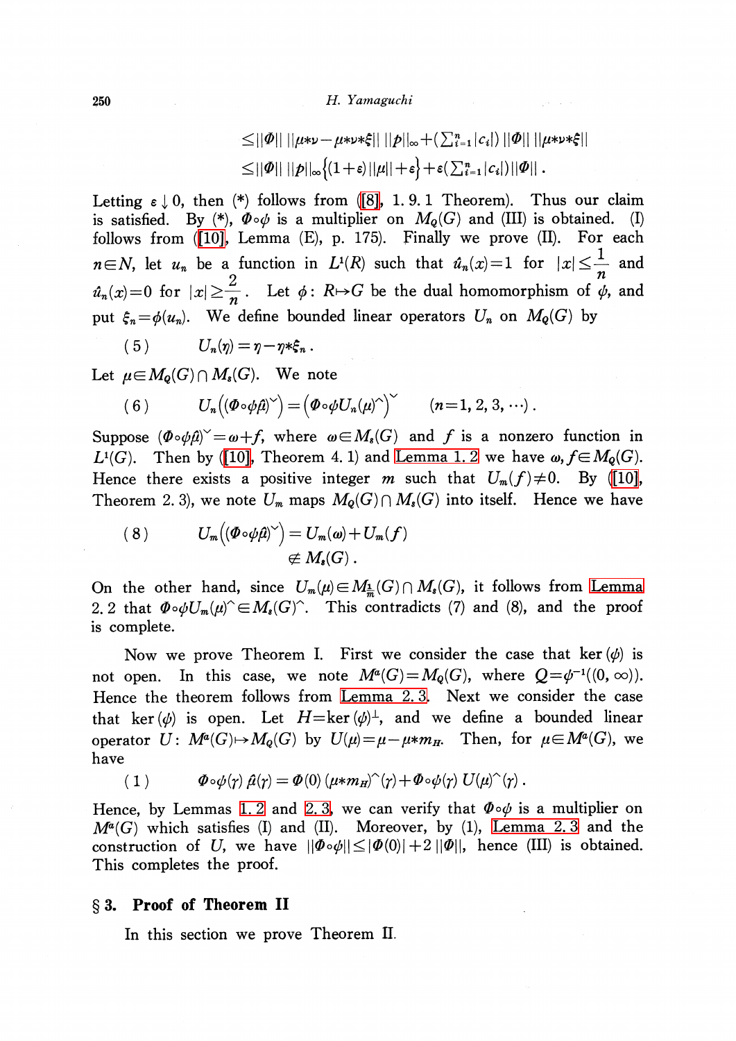$$\leq \|\Phi\| \, \|\mu*\nu-\mu*\nu*\xi\| \, \|p\|_\infty+(\textstyle\sum_{i=1}^n |c_i|) \, \|\Phi\| \, \|\mu*\nu*\xi\|$$

$$\leq \|\Phi\| \, \|p\|_\infty \{(1+\varepsilon)\|\mu\|+\varepsilon\}+\varepsilon(\textstyle\sum_{i=1}^n |c_i|)\|\Phi\| \, .$$

Letting $\varepsilon \downarrow 0$, then (\*) follows from ([8], 1. 9. 1 Theorem). Thus our claim is satisfied. By (\*), $\Phi\circ\psi$ is a multiplier on $M_Q(G)$ and (III) is obtained. (I) follows from ([10], Lemma (E), p. 175). Finally we prove (II). For each $n\in N$, let $u_n$ be a function in $L^1(R)$ such that $\hat{u}_n(x)=1$ for $|x|\leq \frac{1}{n}$ and $\hat{u}_n(x)=0$ for $|x|\geq \frac{2}{n}$. Let $\phi$: $R\mapsto G$ be the dual homomorphism of $\psi$, and put $\xi_n=\phi(u_n)$. We define bounded linear operators $U_n$ on $M_Q(G)$ by

$$(5) \qquad U_n(\eta)=\eta-\eta*\xi_n \, .$$

Let $\mu\in M_Q(G)\cap M_s(G)$. We note

$$(6) \qquad U_n\Big((\Phi\circ\psi\hat{\mu})^{\vee}\Big)=\Big(\Phi\circ\psi U_n(\mu)^{\wedge}\Big)^{\vee} \qquad (n=1, 2, 3, \cdots) \, .$$

Suppose $(\Phi\circ\psi\hat{\mu})^{\vee}=\omega+f$, where $\omega\in M_s(G)$ and $f$ is a nonzero function in $L^1(G)$. Then by ([10], Theorem 4. 1) and Lemma 1. 2 we have $\omega, f\in M_Q(G)$. Hence there exists a positive integer $m$ such that $U_m(f)\neq 0$. By ([10], Theorem 2. 3), we note $U_m$ maps $M_Q(G)\cap M_s(G)$ into itself. Hence we have

$$(8) \qquad U_m\Big((\Phi\circ\psi\hat{\mu})^{\vee}\Big)=U_m(\omega)+U_m(f)$$
$$\notin M_s(G) \, .$$

On the other hand, since $U_m(\mu)\in M_{\frac{1}{m}}(G)\cap M_s(G)$, it follows from Lemma 2. 2 that $\Phi\circ\psi U_m(\mu)^{\wedge}\in M_s(G)^{\wedge}$. This contradicts (7) and (8), and the proof is complete.

Now we prove Theorem I. First we consider the case that $\ker(\psi)$ is not open. In this case, we note $M^a(G)=M_Q(G)$, where $Q=\psi^{-1}((0, \infty))$. Hence the theorem follows from Lemma 2. 3. Next we consider the case that $\ker(\psi)$ is open. Let $H=\ker(\psi)^{\perp}$, and we define a bounded linear operator $U$: $M^a(G)\mapsto M_Q(G)$ by $U(\mu)=\mu-\mu*m_H$. Then, for $\mu\in M^a(G)$, we have

$$(1) \qquad \Phi\circ\psi(\gamma)\,\hat{\mu}(\gamma)=\Phi(0)\,(\mu*m_H)^{\wedge}(\gamma)+\Phi\circ\psi(\gamma)\,U(\mu)^{\wedge}(\gamma)\, .$$

Hence, by Lemmas 1. 2 and 2. 3, we can verify that $\Phi\circ\psi$ is a multiplier on $M^a(G)$ which satisfies (I) and (II). Moreover, by (1), Lemma 2. 3 and the construction of $U$, we have $\|\Phi\circ\psi\|\leq|\Phi(0)|+2\,\|\Phi\|$, hence (III) is obtained. This completes the proof.

## § 3. Proof of Theorem II

In this section we prove Theorem II.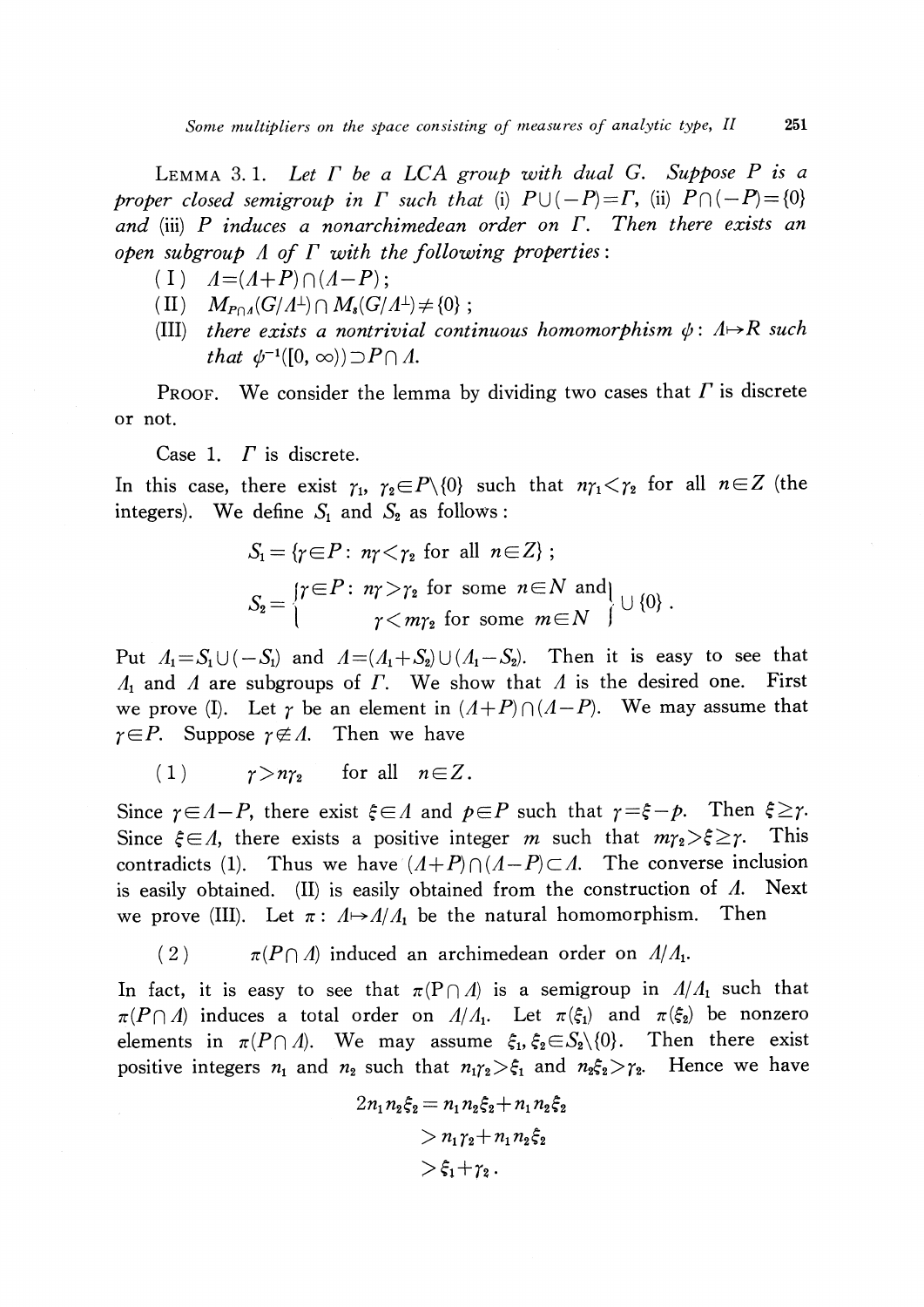LEMMA 3.1. *Let $\Gamma$ be a LCA group with dual $G$. Suppose $P$ is a proper closed semigroup in $\Gamma$ such that* (i) $P\cup(-P)=\Gamma$, (ii) $P\cap(-P)=\{0\}$ *and* (iii) *$P$ induces a nonarchimedean order on $\Gamma$. Then there exists an open subgroup $\Lambda$ of $\Gamma$ with the following properties*:

(I) $\Lambda=(\Lambda+P)\cap(\Lambda-P)$;

(II) $M_{P\cap\Lambda}(G/\Lambda^{\perp})\cap M_{s}(G/\Lambda^{\perp})\neq\{0\}$;

(III) *there exists a nontrivial continuous homomorphism $\psi\colon \Lambda\mapsto R$ such that $\psi^{-1}([0,\infty))\supset P\cap\Lambda$.*

PROOF. We consider the lemma by dividing two cases that $\Gamma$ is discrete or not.

Case 1. $\Gamma$ is discrete.

In this case, there exist $\gamma_1, \gamma_2\in P\backslash\{0\}$ such that $n\gamma_1<\gamma_2$ for all $n\in Z$ (the integers). We define $S_1$ and $S_2$ as follows:

$$S_1=\{\gamma\in P\colon n\gamma<\gamma_2 \text{ for all } n\in Z\};$$

$$S_2=\left\{\begin{matrix}\gamma\in P\colon n\gamma>\gamma_2 \text{ for some } n\in N \text{ and}\\ \gamma<m\gamma_2 \text{ for some } m\in N\end{matrix}\right\}\cup\{0\}.$$

Put $\Lambda_1=S_1\cup(-S_1)$ and $\Lambda=(\Lambda_1+S_2)\cup(\Lambda_1-S_2)$. Then it is easy to see that $\Lambda_1$ and $\Lambda$ are subgroups of $\Gamma$. We show that $\Lambda$ is the desired one. First we prove (I). Let $\gamma$ be an element in $(\Lambda+P)\cap(\Lambda-P)$. We may assume that $\gamma\in P$. Suppose $\gamma\notin\Lambda$. Then we have

$$(1)\qquad \gamma>n\gamma_2 \quad \text{for all } n\in Z.$$

Since $\gamma\in\Lambda-P$, there exist $\xi\in\Lambda$ and $p\in P$ such that $\gamma=\xi-p$. Then $\xi\geq\gamma$. Since $\xi\in\Lambda$, there exists a positive integer $m$ such that $m\gamma_2>\xi\geq\gamma$. This contradicts (1). Thus we have $(\Lambda+P)\cap(\Lambda-P)\subset\Lambda$. The converse inclusion is easily obtained. (II) is easily obtained from the construction of $\Lambda$. Next we prove (III). Let $\pi\colon \Lambda\mapsto\Lambda/\Lambda_1$ be the natural homomorphism. Then

$$(2)\qquad \pi(P\cap\Lambda) \text{ induced an archimedean order on } \Lambda/\Lambda_1.$$

In fact, it is easy to see that $\pi(P\cap\Lambda)$ is a semigroup in $\Lambda/\Lambda_1$ such that $\pi(P\cap\Lambda)$ induces a total order on $\Lambda/\Lambda_1$. Let $\pi(\xi_1)$ and $\pi(\xi_2)$ be nonzero elements in $\pi(P\cap\Lambda)$. We may assume $\xi_1, \xi_2\in S_2\backslash\{0\}$. Then there exist positive integers $n_1$ and $n_2$ such that $n_1\gamma_2>\xi_1$ and $n_2\xi_2>\gamma_2$. Hence we have

$$\begin{aligned}2n_1n_2\xi_2&=n_1n_2\xi_2+n_1n_2\xi_2\\ &>n_1\gamma_2+n_1n_2\xi_2\\ &>\xi_1+\gamma_2.\end{aligned}$$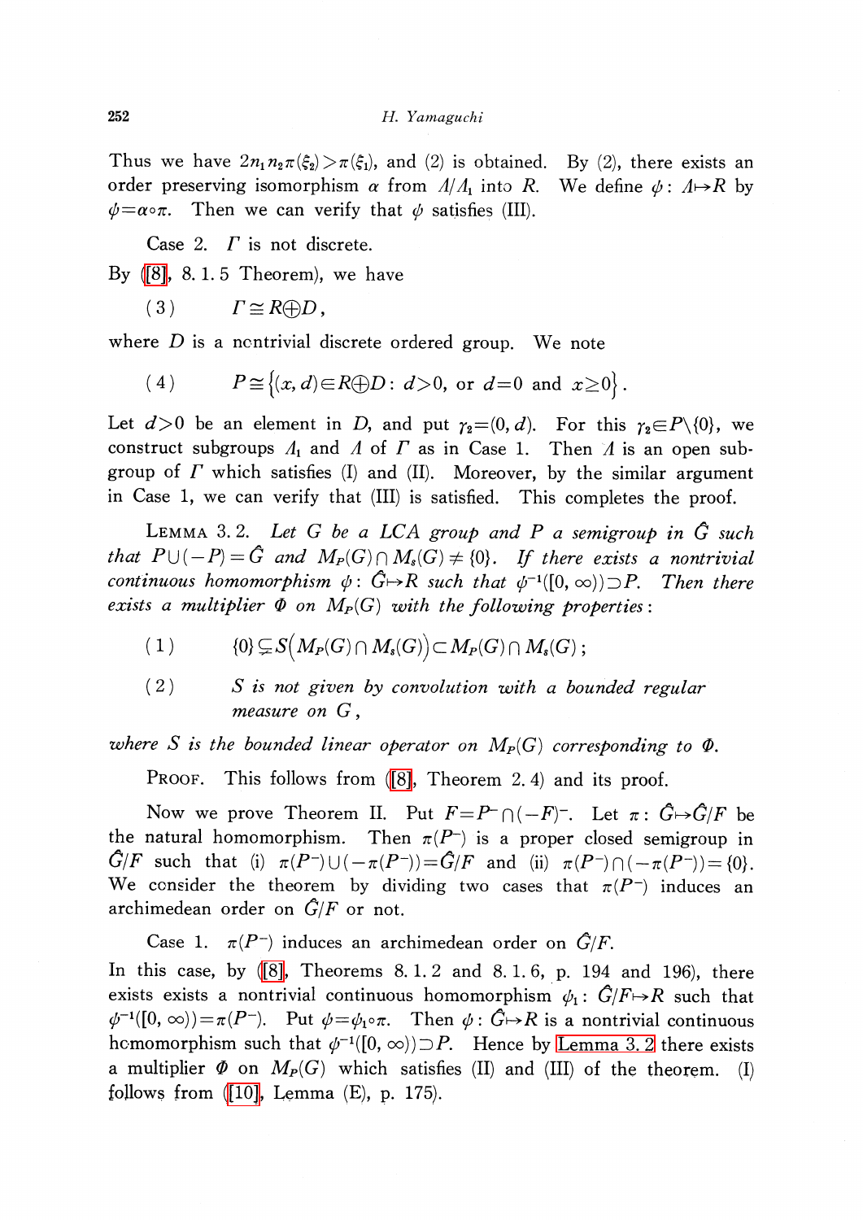Thus we have $2n_1 n_2 \pi(\xi_2) > \pi(\xi_1)$, and (2) is obtained. By (2), there exists an order preserving isomorphism $\alpha$ from $\Lambda/\Lambda_1$ into $R$. We define $\psi: \Lambda \mapsto R$ by $\psi = \alpha \circ \pi$. Then we can verify that $\psi$ satisfies (III).

Case 2. $\Gamma$ is not discrete.

By ([8], 8.1.5 Theorem), we have

$$(3) \qquad \Gamma \cong R \oplus D,$$

where $D$ is a nontrivial discrete ordered group. We note

$$(4) \qquad P \cong \{(x, d) \in R \oplus D : d > 0, \text{ or } d = 0 \text{ and } x \geq 0\}.$$

Let $d > 0$ be an element in $D$, and put $\gamma_2 = (0, d)$. For this $\gamma_2 \in P \backslash \{0\}$, we construct subgroups $\Lambda_1$ and $\Lambda$ of $\Gamma$ as in Case 1. Then $\Lambda$ is an open subgroup of $\Gamma$ which satisfies (I) and (II). Moreover, by the similar argument in Case 1, we can verify that (III) is satisfied. This completes the proof.

LEMMA 3.2. *Let $G$ be a LCA group and $P$ a semigroup in $\hat{G}$ such that $P \cup (-P) = \hat{G}$ and $M_P(G) \cap M_s(G) \neq \{0\}$. If there exists a nontrivial continuous homomorphism $\psi: \hat{G} \mapsto R$ such that $\psi^{-1}([0, \infty)) \supset P$. Then there exists a multiplier $\Phi$ on $M_P(G)$ with the following properties:*

$$(1) \qquad \{0\} \subsetneq S\big(M_P(G) \cap M_s(G)\big) \subset M_P(G) \cap M_s(G);$$

(2) *$S$ is not given by convolution with a bounded regular measure on $G$,*

*where $S$ is the bounded linear operator on $M_P(G)$ corresponding to $\Phi$.*

PROOF. This follows from ([8], Theorem 2.4) and its proof.

Now we prove Theorem II. Put $F = P^- \cap (-F)^-$. Let $\pi: \hat{G} \mapsto \hat{G}/F$ be the natural homomorphism. Then $\pi(P^-)$ is a proper closed semigroup in $\hat{G}/F$ such that (i) $\pi(P^-) \cup (-\pi(P^-)) = \hat{G}/F$ and (ii) $\pi(P^-) \cap (-\pi(P^-)) = \{0\}$. We consider the theorem by dividing two cases that $\pi(P^-)$ induces an archimedean order on $\hat{G}/F$ or not.

Case 1. $\pi(P^-)$ induces an archimedean order on $\hat{G}/F$.

In this case, by ([8], Theorems 8.1.2 and 8.1.6, p. 194 and 196), there exists exists a nontrivial continuous homomorphism $\psi_1: \hat{G}/F \mapsto R$ such that $\psi^{-1}([0, \infty)) = \pi(P^-)$. Put $\psi = \psi_1 \circ \pi$. Then $\psi: \hat{G} \mapsto R$ is a nontrivial continuous homomorphism such that $\psi^{-1}([0, \infty)) \supset P$. Hence by Lemma 3.2 there exists a multiplier $\Phi$ on $M_P(G)$ which satisfies (II) and (III) of the theorem. (I) follows from ([10], Lemma (E), p. 175).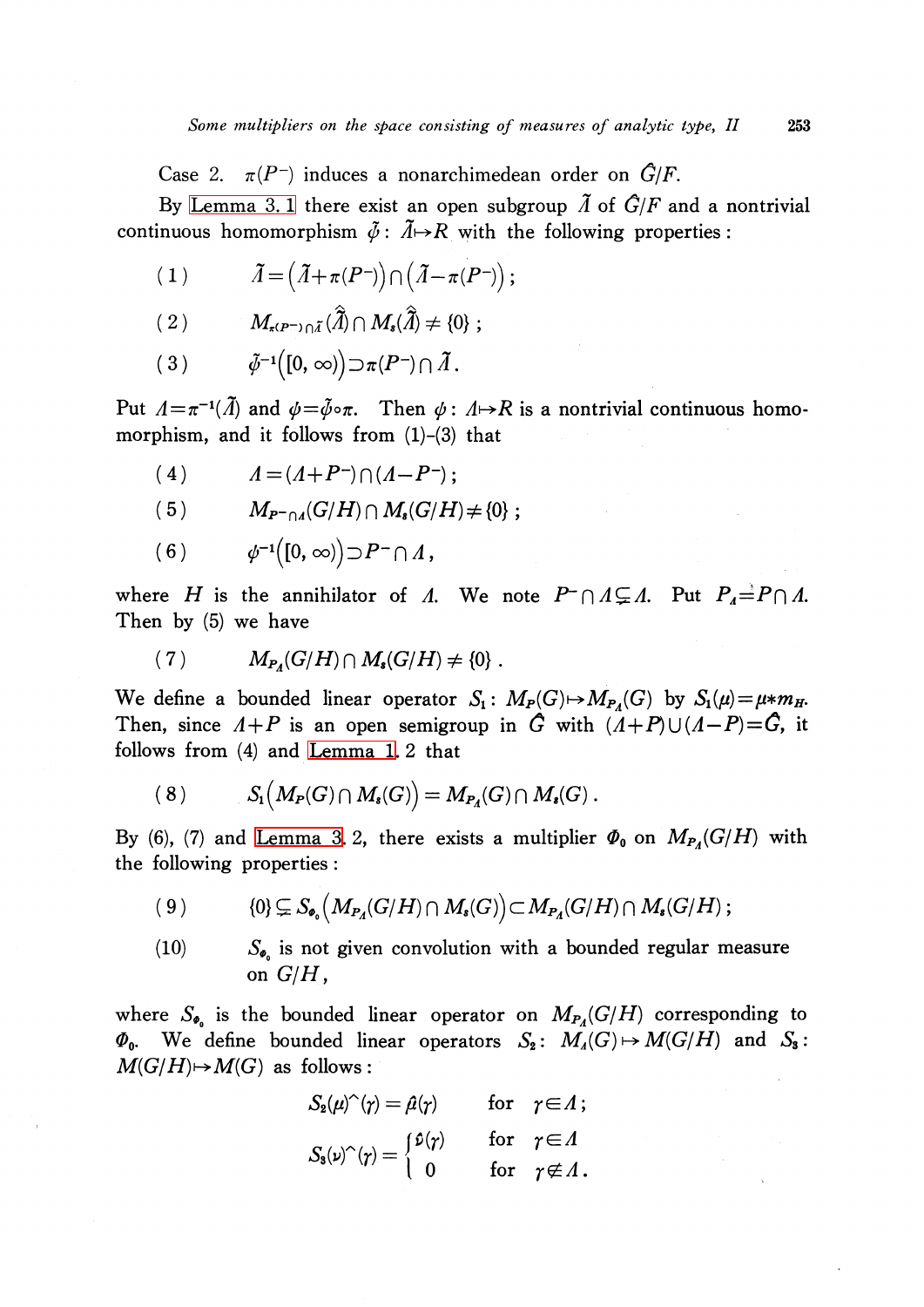Case 2. $\pi(P^-)$ induces a nonarchimedean order on $\hat{G}/F$.

By Lemma 3.1 there exist an open subgroup $\tilde{\Lambda}$ of $\hat{G}/F$ and a nontrivial continuous homomorphism $\tilde{\psi}: \tilde{\Lambda} \mapsto R$ with the following properties:

$$(1) \qquad \tilde{\Lambda} = \left(\tilde{\Lambda} + \pi(P^-)\right) \cap \left(\tilde{\Lambda} - \pi(P^-)\right);$$

$$(2) \qquad M_{\pi(P^-)\cap\tilde{\Lambda}}(\hat{\tilde{\Lambda}}) \cap M_s(\hat{\tilde{\Lambda}}) \neq \{0\};$$

$$(3) \qquad \tilde{\psi}^{-1}\left([0, \infty)\right) \supset \pi(P^-) \cap \tilde{\Lambda}.$$

Put $\Lambda = \pi^{-1}(\tilde{\Lambda})$ and $\psi = \tilde{\psi} \circ \pi$. Then $\psi: \Lambda \mapsto R$ is a nontrivial continuous homomorphism, and it follows from (1)-(3) that

$$(4) \qquad \Lambda = (\Lambda + P^-) \cap (\Lambda - P^-);$$

$$(5) \qquad M_{P^- \cap \Lambda}(G/H) \cap M_s(G/H) \neq \{0\};$$

$$(6) \qquad \psi^{-1}\left([0, \infty)\right) \supset P^- \cap \Lambda,$$

where $H$ is the annihilator of $\Lambda$. We note $P^- \cap \Lambda \subsetneq \Lambda$. Put $P_\Lambda = P \cap \Lambda$. Then by (5) we have

$$(7) \qquad M_{P_\Lambda}(G/H) \cap M_s(G/H) \neq \{0\}.$$

We define a bounded linear operator $S_1: M_P(G) \mapsto M_{P_\Lambda}(G)$ by $S_1(\mu) = \mu * m_H$. Then, since $\Lambda + P$ is an open semigroup in $\hat{G}$ with $(\Lambda + P) \cup (\Lambda - P) = \hat{G}$, it follows from (4) and Lemma 1.2 that

$$(8) \qquad S_1\left(M_P(G) \cap M_s(G)\right) = M_{P_\Lambda}(G) \cap M_s(G).$$

By (6), (7) and Lemma 3.2, there exists a multiplier $\Phi_0$ on $M_{P_\Lambda}(G/H)$ with the following properties:

$$(9) \qquad \{0\} \subsetneq S_{\Phi_0}\left(M_{P_\Lambda}(G/H) \cap M_s(G)\right) \subset M_{P_\Lambda}(G/H) \cap M_s(G/H);$$

(10) $\quad S_{\Phi_0}$ is not given convolution with a bounded regular measure on $G/H$,

where $S_{\Phi_0}$ is the bounded linear operator on $M_{P_\Lambda}(G/H)$ corresponding to $\Phi_0$. We define bounded linear operators $S_2: M_\Lambda(G) \mapsto M(G/H)$ and $S_3: M(G/H) \mapsto M(G)$ as follows:

$$S_2(\mu)\hat{}(\gamma) = \hat{\mu}(\gamma) \qquad \text{for } \gamma \in \Lambda;$$

$$S_3(\nu)\hat{}(\gamma) = \begin{cases} \hat{\nu}(\gamma) & \text{for } \gamma \in \Lambda \\ 0 & \text{for } \gamma \notin \Lambda. \end{cases}$$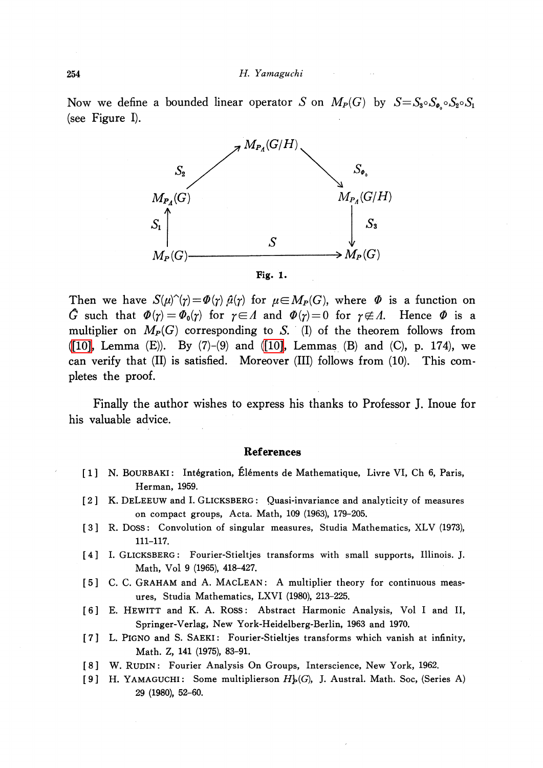Now we define a bounded linear operator $S$ on $M_P(G)$ by $S = S_3 \circ S_{\Phi_0} \circ S_2 \circ S_1$ (see Figure I).

$$
\begin{array}{ccccc}
 & & M_{P_\Lambda}(G/H) & & \\
 & \nearrow S_2 & & \searrow S_{\Phi_0} & \\
M_{P_\Lambda}(G) & & & & M_{P_\Lambda}(G/H) \\
S_1 \uparrow & & & & \downarrow S_3 \\
M_P(G) & & \xrightarrow{\quad S \quad} & & M_P(G)
\end{array}
$$

**Fig. 1.**

Then we have $S(\mu)^\wedge(\gamma) = \Phi(\gamma)\hat{\mu}(\gamma)$ for $\mu \in M_P(G)$, where $\Phi$ is a function on $\hat{G}$ such that $\Phi(\gamma) = \Phi_0(\gamma)$ for $\gamma \in \Lambda$ and $\Phi(\gamma) = 0$ for $\gamma \notin \Lambda$. Hence $\Phi$ is a multiplier on $M_P(G)$ corresponding to $S$. (I) of the theorem follows from ([10], Lemma (E)). By (7)–(9) and ([10], Lemmas (B) and (C), p. 174), we can verify that (II) is satisfied. Moreover (III) follows from (10). This completes the proof.

Finally the author wishes to express his thanks to Professor J. Inoue for his valuable advice.

## References

[1] N. Bourbaki: Intégration, Éléments de Mathematique, Livre VI, Ch 6, Paris, Herman, 1959.

[2] K. DeLeeuw and I. Glicksberg: Quasi-invariance and analyticity of measures on compact groups, Acta. Math, 109 (1963), 179–205.

[3] R. Doss: Convolution of singular measures, Studia Mathematics, XLV (1973), 111–117.

[4] I. Glicksberg: Fourier-Stieltjes transforms with small supports, Illinois. J. Math, Vol 9 (1965), 418–427.

[5] C. C. Graham and A. MacLean: A multiplier theory for continuous measures, Studia Mathematics, LXVI (1980), 213–225.

[6] E. Hewitt and K. A. Ross: Abstract Harmonic Analysis, Vol I and II, Springer-Verlag, New York-Heidelberg-Berlin, 1963 and 1970.

[7] L. Pigno and S. Saeki: Fourier-Stieltjes transforms which vanish at infinity, Math. Z, 141 (1975), 83–91.

[8] W. Rudin: Fourier Analysis On Groups, Interscience, New York, 1962.

[9] H. Yamaguchi: Some multipliers on $H^1_P(G)$, J. Austral. Math. Soc, (Series A) 29 (1980), 52–60.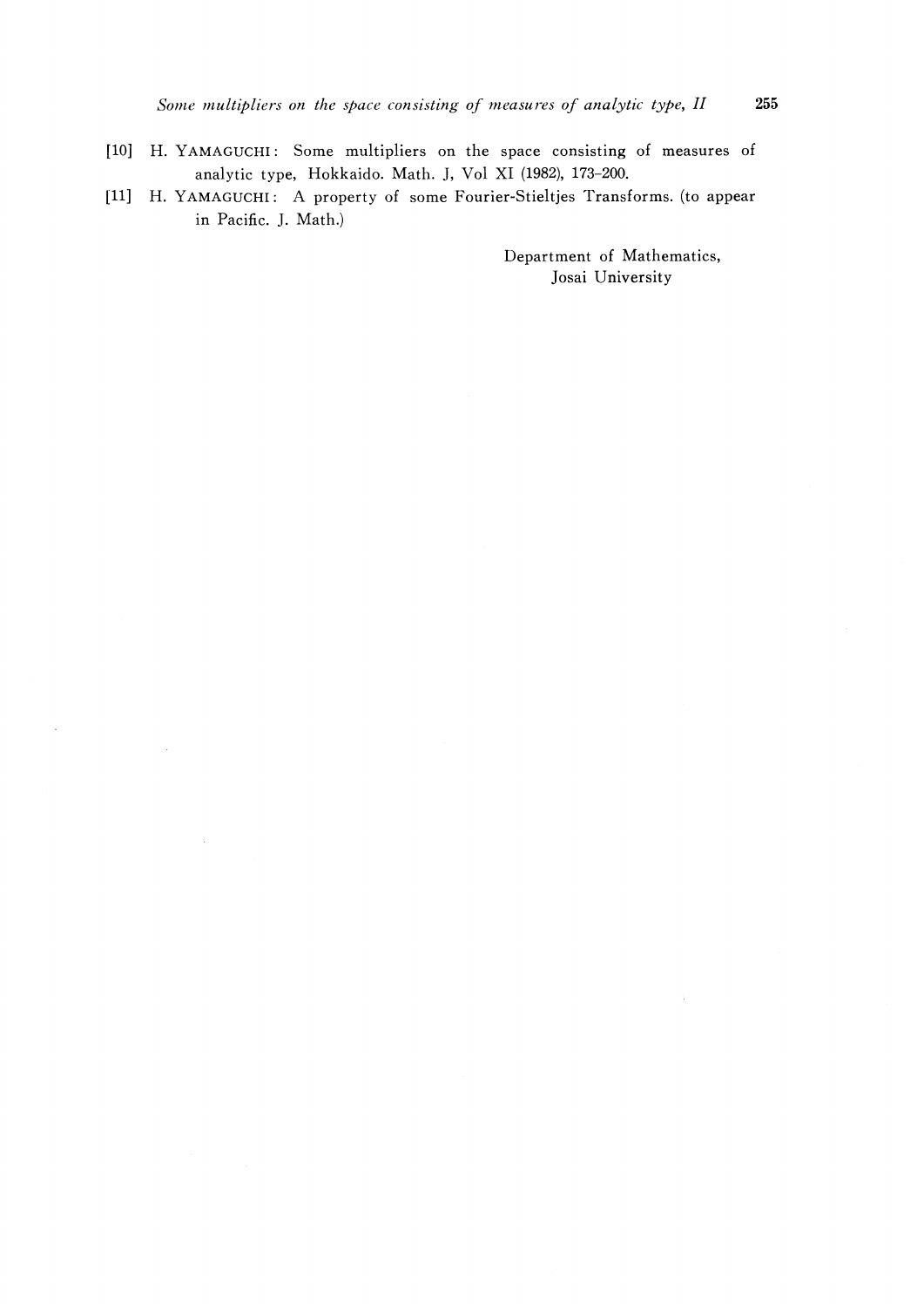[10] H. YAMAGUCHI: Some multipliers on the space consisting of measures of analytic type, Hokkaido. Math. J, Vol XI (1982), 173-200.

[11] H. YAMAGUCHI: A property of some Fourier-Stieltjes Transforms. (to appear in Pacific. J. Math.)

Department of Mathematics,
Josai University